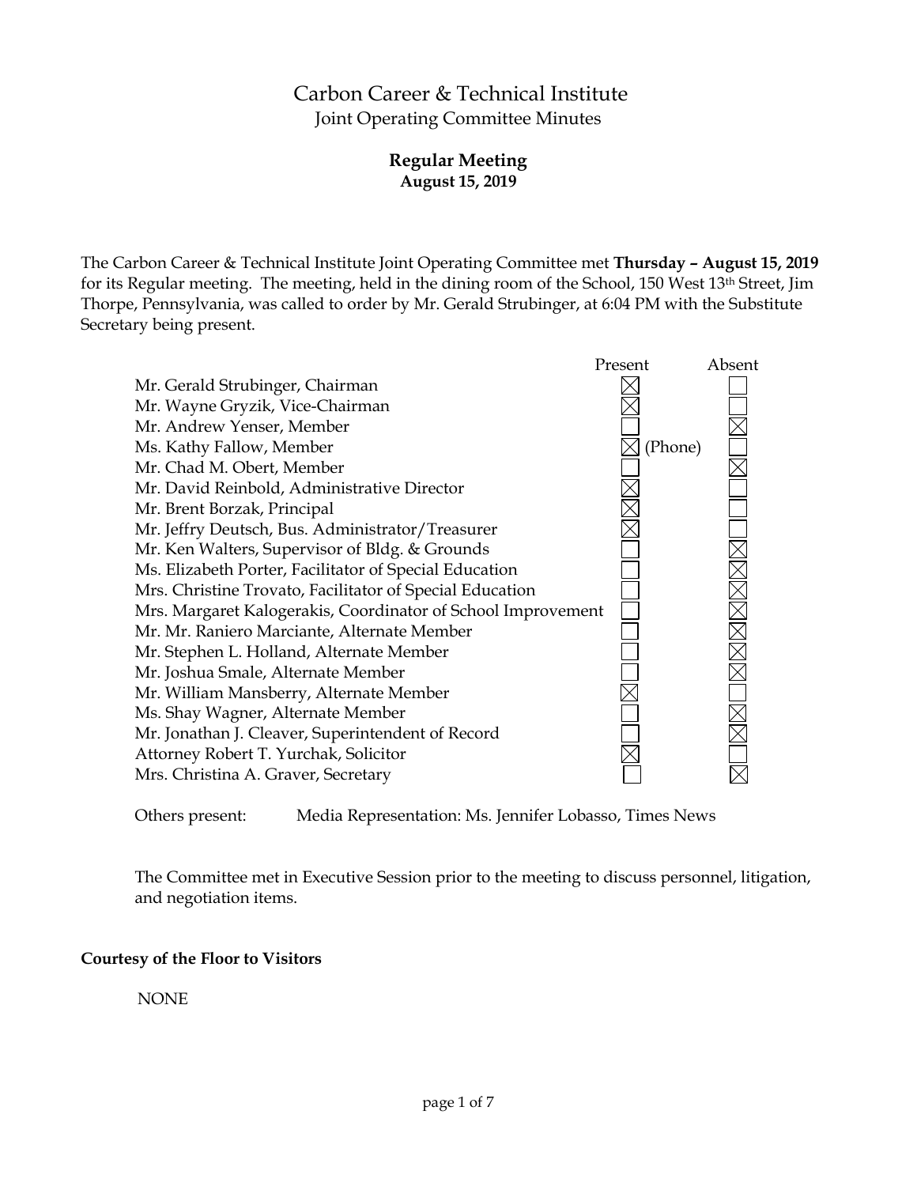# Carbon Career & Technical Institute

## Joint Operating Committee Minutes

### Regular Meeting

**August 15, 2019**

The Carbon Career & Technical Institute Joint Operating Committee met **Thursday – August 15, 2019** for its Regular meeting. The meeting, held in the dining room of the School, 150 West 13th Street, Jim Thorpe, Pennsylvania, was called to order by Mr. Gerald Strubinger, at 6:04 PM with the Substitute Secretary being present.

| | Present | Absent |
|---|---|---|
| Mr. Gerald Strubinger, Chairman | ☒ | ☐ |
| Mr. Wayne Gryzik, Vice-Chairman | ☒ | ☐ |
| Mr. Andrew Yenser, Member | ☐ | ☒ |
| Ms. Kathy Fallow, Member | ☒ (Phone) | ☐ |
| Mr. Chad M. Obert, Member | ☐ | ☒ |
| Mr. David Reinbold, Administrative Director | ☒ | ☐ |
| Mr. Brent Borzak, Principal | ☒ | ☐ |
| Mr. Jeffry Deutsch, Bus. Administrator/Treasurer | ☒ | ☐ |
| Mr. Ken Walters, Supervisor of Bldg. & Grounds | ☐ | ☒ |
| Ms. Elizabeth Porter, Facilitator of Special Education | ☐ | ☒ |
| Mrs. Christine Trovato, Facilitator of Special Education | ☐ | ☒ |
| Mrs. Margaret Kalogerakis, Coordinator of School Improvement | ☐ | ☒ |
| Mr. Mr. Raniero Marciante, Alternate Member | ☐ | ☒ |
| Mr. Stephen L. Holland, Alternate Member | ☐ | ☒ |
| Mr. Joshua Smale, Alternate Member | ☐ | ☒ |
| Mr. William Mansberry, Alternate Member | ☒ | ☐ |
| Ms. Shay Wagner, Alternate Member | ☐ | ☒ |
| Mr. Jonathan J. Cleaver, Superintendent of Record | ☐ | ☒ |
| Attorney Robert T. Yurchak, Solicitor | ☒ | ☐ |
| Mrs. Christina A. Graver, Secretary | ☐ | ☒ |

Others present: Media Representation: Ms. Jennifer Lobasso, Times News

The Committee met in Executive Session prior to the meeting to discuss personnel, litigation, and negotiation items.

**Courtesy of the Floor to Visitors**

NONE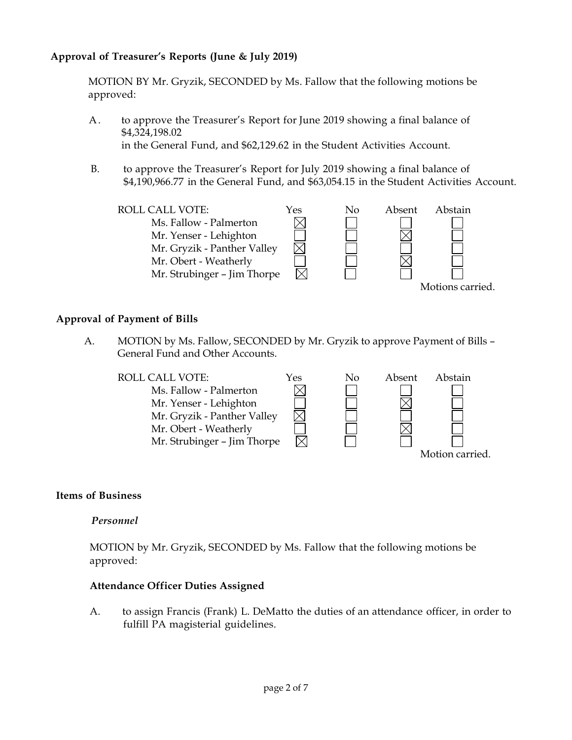**Approval of Treasurer's Reports (June & July 2019)**

MOTION BY Mr. Gryzik, SECONDED by Ms. Fallow that the following motions be approved:

A. to approve the Treasurer's Report for June 2019 showing a final balance of $4,324,198.02 in the General Fund, and $62,129.62 in the Student Activities Account.

B. to approve the Treasurer's Report for July 2019 showing a final balance of $4,190,966.77 in the General Fund, and $63,054.15 in the Student Activities Account.

| ROLL CALL VOTE: | Yes | No | Absent | Abstain |
|---|---|---|---|---|
| Ms. Fallow - Palmerton | ☒ | ☐ | ☐ | ☐ |
| Mr. Yenser - Lehighton | ☐ | ☐ | ☒ | ☐ |
| Mr. Gryzik - Panther Valley | ☒ | ☐ | ☐ | ☐ |
| Mr. Obert - Weatherly | ☐ | ☐ | ☒ | ☐ |
| Mr. Strubinger – Jim Thorpe | ☒ | ☐ | ☐ | ☐ |

Motions carried.

**Approval of Payment of Bills**

A. MOTION by Ms. Fallow, SECONDED by Mr. Gryzik to approve Payment of Bills – General Fund and Other Accounts.

| ROLL CALL VOTE: | Yes | No | Absent | Abstain |
|---|---|---|---|---|
| Ms. Fallow - Palmerton | ☒ | ☐ | ☐ | ☐ |
| Mr. Yenser - Lehighton | ☐ | ☐ | ☒ | ☐ |
| Mr. Gryzik - Panther Valley | ☒ | ☐ | ☐ | ☐ |
| Mr. Obert - Weatherly | ☐ | ☐ | ☒ | ☐ |
| Mr. Strubinger – Jim Thorpe | ☒ | ☐ | ☐ | ☐ |

Motion carried.

**Items of Business**

***Personnel***

MOTION by Mr. Gryzik, SECONDED by Ms. Fallow that the following motions be approved:

**Attendance Officer Duties Assigned**

A. to assign Francis (Frank) L. DeMatto the duties of an attendance officer, in order to fulfill PA magisterial guidelines.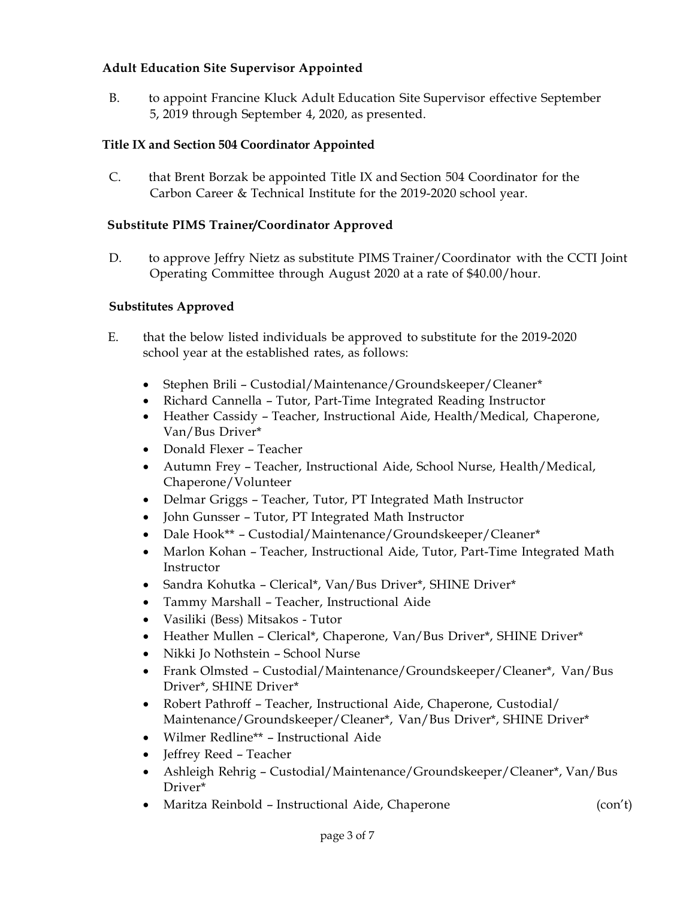**Adult Education Site Supervisor Appointed**

B. to appoint Francine Kluck Adult Education Site Supervisor effective September 5, 2019 through September 4, 2020, as presented.

**Title IX and Section 504 Coordinator Appointed**

C. that Brent Borzak be appointed Title IX and Section 504 Coordinator for the Carbon Career & Technical Institute for the 2019-2020 school year.

**Substitute PIMS Trainer/Coordinator Approved**

D. to approve Jeffry Nietz as substitute PIMS Trainer/Coordinator with the CCTI Joint Operating Committee through August 2020 at a rate of $40.00/hour.

**Substitutes Approved**

E. that the below listed individuals be approved to substitute for the 2019-2020 school year at the established rates, as follows:

- Stephen Brili – Custodial/Maintenance/Groundskeeper/Cleaner*
- Richard Cannella – Tutor, Part-Time Integrated Reading Instructor
- Heather Cassidy – Teacher, Instructional Aide, Health/Medical, Chaperone, Van/Bus Driver*
- Donald Flexer – Teacher
- Autumn Frey – Teacher, Instructional Aide, School Nurse, Health/Medical, Chaperone/Volunteer
- Delmar Griggs – Teacher, Tutor, PT Integrated Math Instructor
- John Gunsser – Tutor, PT Integrated Math Instructor
- Dale Hook** – Custodial/Maintenance/Groundskeeper/Cleaner*
- Marlon Kohan – Teacher, Instructional Aide, Tutor, Part-Time Integrated Math Instructor
- Sandra Kohutka – Clerical*, Van/Bus Driver*, SHINE Driver*
- Tammy Marshall – Teacher, Instructional Aide
- Vasiliki (Bess) Mitsakos - Tutor
- Heather Mullen – Clerical*, Chaperone, Van/Bus Driver*, SHINE Driver*
- Nikki Jo Nothstein – School Nurse
- Frank Olmsted – Custodial/Maintenance/Groundskeeper/Cleaner*, Van/Bus Driver*, SHINE Driver*
- Robert Pathroff – Teacher, Instructional Aide, Chaperone, Custodial/ Maintenance/Groundskeeper/Cleaner*, Van/Bus Driver*, SHINE Driver*
- Wilmer Redline** – Instructional Aide
- Jeffrey Reed – Teacher
- Ashleigh Rehrig – Custodial/Maintenance/Groundskeeper/Cleaner*, Van/Bus Driver*
- Maritza Reinbold – Instructional Aide, Chaperone (con't)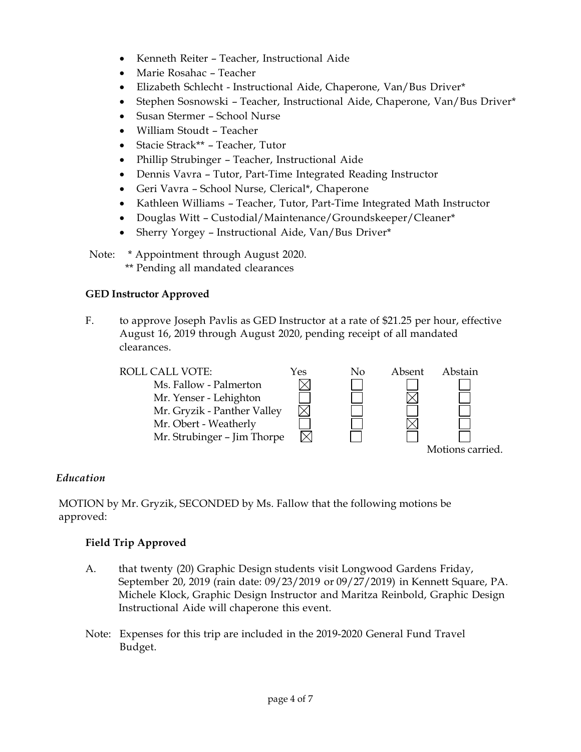- Kenneth Reiter – Teacher, Instructional Aide
- Marie Rosahac – Teacher
- Elizabeth Schlecht - Instructional Aide, Chaperone, Van/Bus Driver*
- Stephen Sosnowski – Teacher, Instructional Aide, Chaperone, Van/Bus Driver*
- Susan Stermer – School Nurse
- William Stoudt – Teacher
- Stacie Strack** – Teacher, Tutor
- Phillip Strubinger – Teacher, Instructional Aide
- Dennis Vavra – Tutor, Part-Time Integrated Reading Instructor
- Geri Vavra – School Nurse, Clerical*, Chaperone
- Kathleen Williams – Teacher, Tutor, Part-Time Integrated Math Instructor
- Douglas Witt – Custodial/Maintenance/Groundskeeper/Cleaner*
- Sherry Yorgey – Instructional Aide, Van/Bus Driver*

Note: * Appointment through August 2020.
** Pending all mandated clearances

**GED Instructor Approved**

F. to approve Joseph Pavlis as GED Instructor at a rate of $21.25 per hour, effective August 16, 2019 through August 2020, pending receipt of all mandated clearances.

| ROLL CALL VOTE: | Yes | No | Absent | Abstain |
|---|---|---|---|---|
| Ms. Fallow - Palmerton | ☒ | ☐ | ☐ | ☐ |
| Mr. Yenser - Lehighton | ☐ | ☐ | ☒ | ☐ |
| Mr. Gryzik - Panther Valley | ☒ | ☐ | ☐ | ☐ |
| Mr. Obert - Weatherly | ☐ | ☐ | ☒ | ☐ |
| Mr. Strubinger – Jim Thorpe | ☒ | ☐ | ☐ | ☐ |

Motions carried.

*Education*

MOTION by Mr. Gryzik, SECONDED by Ms. Fallow that the following motions be approved:

**Field Trip Approved**

A. that twenty (20) Graphic Design students visit Longwood Gardens Friday, September 20, 2019 (rain date: 09/23/2019 or 09/27/2019) in Kennett Square, PA. Michele Klock, Graphic Design Instructor and Maritza Reinbold, Graphic Design Instructional Aide will chaperone this event.

Note: Expenses for this trip are included in the 2019-2020 General Fund Travel Budget.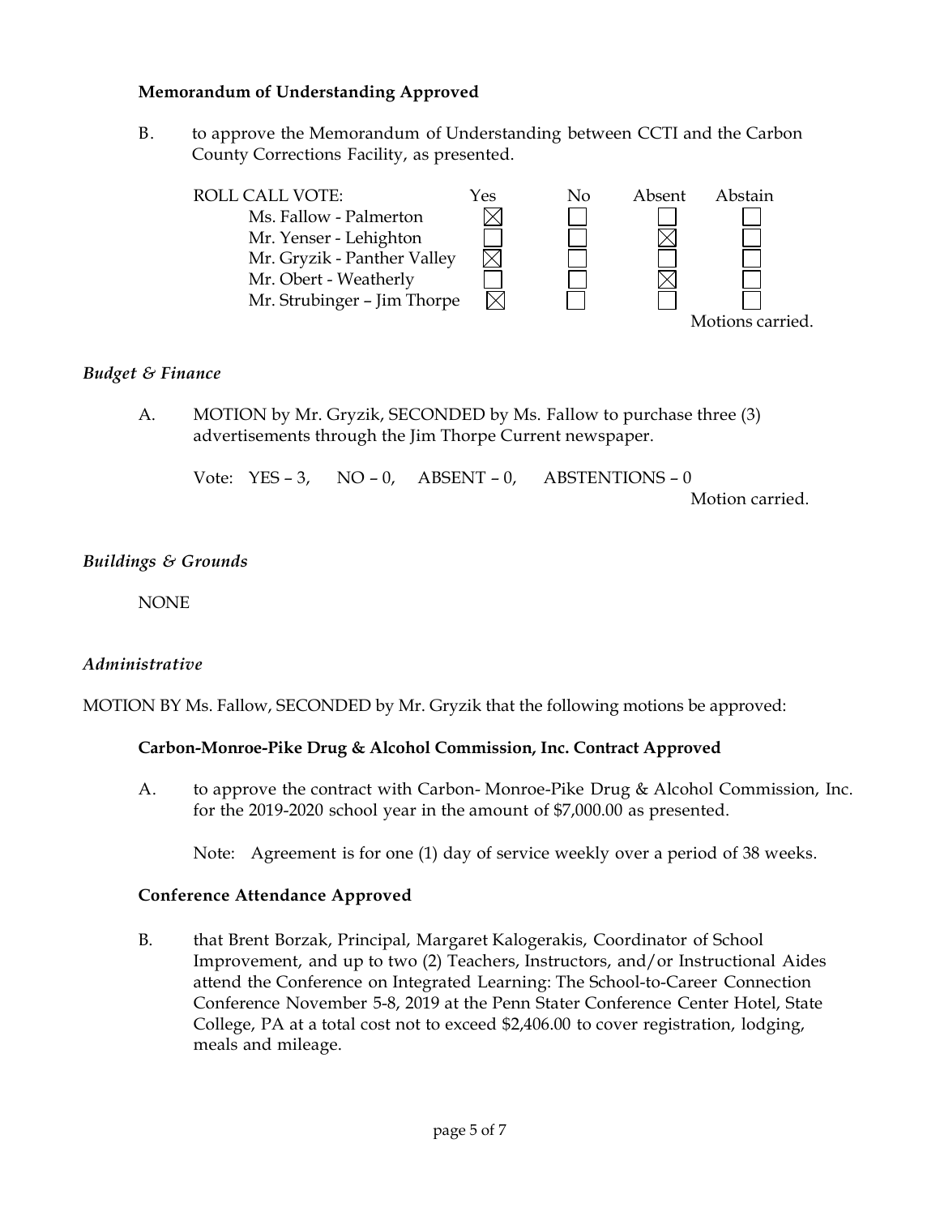**Memorandum of Understanding Approved**

B. to approve the Memorandum of Understanding between CCTI and the Carbon County Corrections Facility, as presented.

| ROLL CALL VOTE: | Yes | No | Absent | Abstain |
|---|---|---|---|---|
| Ms. Fallow - Palmerton | ☒ | ☐ | ☐ | ☐ |
| Mr. Yenser - Lehighton | ☐ | ☐ | ☒ | ☐ |
| Mr. Gryzik - Panther Valley | ☒ | ☐ | ☐ | ☐ |
| Mr. Obert - Weatherly | ☐ | ☐ | ☒ | ☐ |
| Mr. Strubinger – Jim Thorpe | ☒ | ☐ | ☐ | ☐ |

Motions carried.

*Budget & Finance*

A. MOTION by Mr. Gryzik, SECONDED by Ms. Fallow to purchase three (3) advertisements through the Jim Thorpe Current newspaper.

Vote: YES – 3, NO – 0, ABSENT – 0, ABSTENTIONS – 0

Motion carried.

*Buildings & Grounds*

NONE

*Administrative*

MOTION BY Ms. Fallow, SECONDED by Mr. Gryzik that the following motions be approved:

**Carbon-Monroe-Pike Drug & Alcohol Commission, Inc. Contract Approved**

A. to approve the contract with Carbon- Monroe-Pike Drug & Alcohol Commission, Inc. for the 2019-2020 school year in the amount of $7,000.00 as presented.

Note: Agreement is for one (1) day of service weekly over a period of 38 weeks.

**Conference Attendance Approved**

B. that Brent Borzak, Principal, Margaret Kalogerakis, Coordinator of School Improvement, and up to two (2) Teachers, Instructors, and/or Instructional Aides attend the Conference on Integrated Learning: The School-to-Career Connection Conference November 5-8, 2019 at the Penn Stater Conference Center Hotel, State College, PA at a total cost not to exceed $2,406.00 to cover registration, lodging, meals and mileage.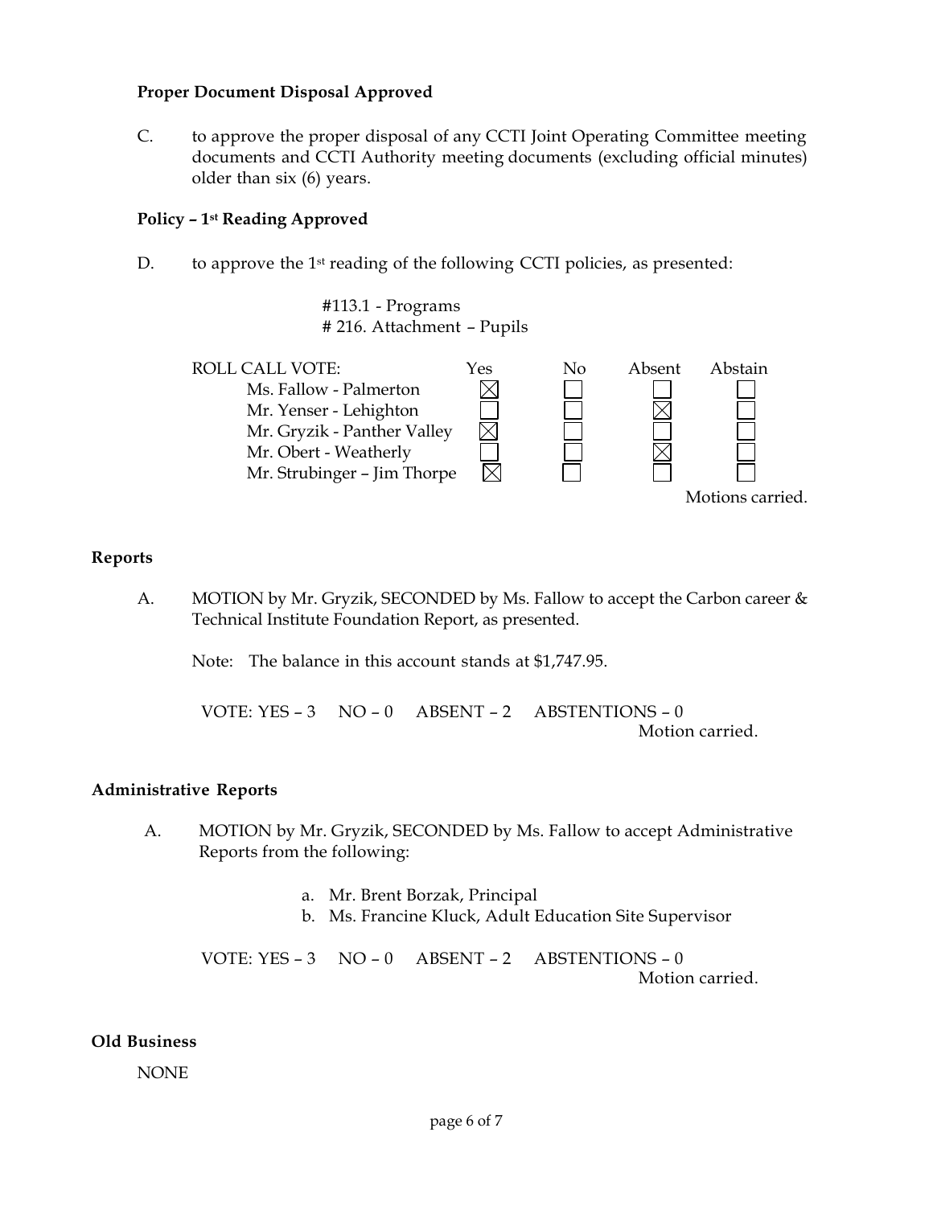**Proper Document Disposal Approved**

C. to approve the proper disposal of any CCTI Joint Operating Committee meeting documents and CCTI Authority meeting documents (excluding official minutes) older than six (6) years.

**Policy – 1st Reading Approved**

D. to approve the 1st reading of the following CCTI policies, as presented:

#113.1 - Programs
# 216. Attachment – Pupils

| ROLL CALL VOTE: | Yes | No | Absent | Abstain |
|---|---|---|---|---|
| Ms. Fallow - Palmerton | ☒ | ☐ | ☐ | ☐ |
| Mr. Yenser - Lehighton | ☐ | ☐ | ☒ | ☐ |
| Mr. Gryzik - Panther Valley | ☒ | ☐ | ☐ | ☐ |
| Mr. Obert - Weatherly | ☐ | ☐ | ☒ | ☐ |
| Mr. Strubinger – Jim Thorpe | ☒ | ☐ | ☐ | ☐ |

Motions carried.

**Reports**

A. MOTION by Mr. Gryzik, SECONDED by Ms. Fallow to accept the Carbon career & Technical Institute Foundation Report, as presented.

Note: The balance in this account stands at $1,747.95.

VOTE: YES – 3 NO – 0 ABSENT – 2 ABSTENTIONS – 0
Motion carried.

**Administrative Reports**

A. MOTION by Mr. Gryzik, SECONDED by Ms. Fallow to accept Administrative Reports from the following:

a. Mr. Brent Borzak, Principal
b. Ms. Francine Kluck, Adult Education Site Supervisor

VOTE: YES – 3 NO – 0 ABSENT – 2 ABSTENTIONS – 0
Motion carried.

**Old Business**

NONE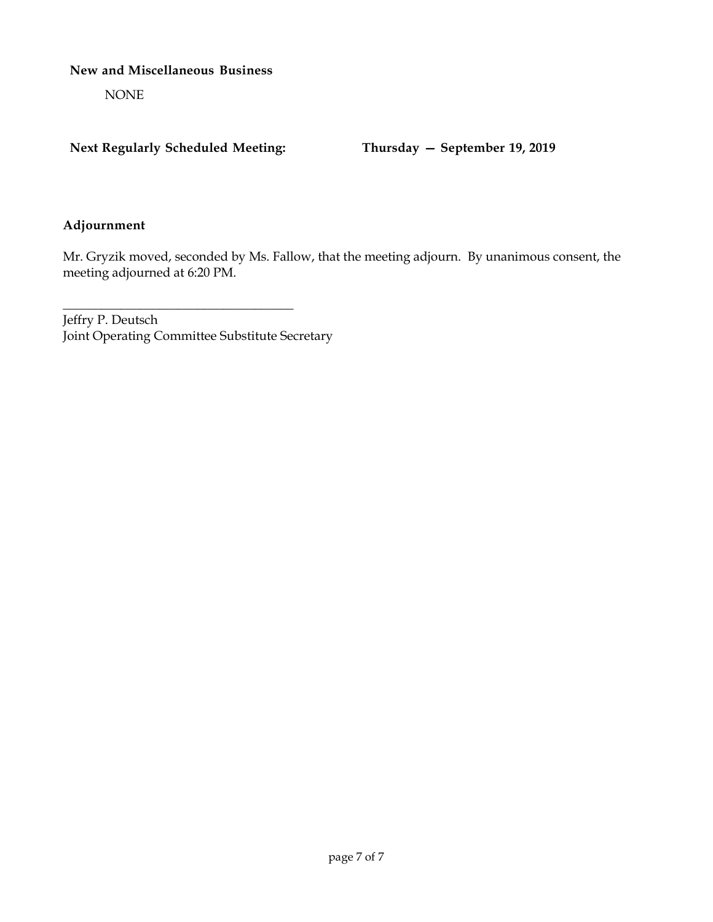**New and Miscellaneous Business**

NONE

**Next Regularly Scheduled Meeting:** **Thursday — September 19, 2019**

**Adjournment**

Mr. Gryzik moved, seconded by Ms. Fallow, that the meeting adjourn. By unanimous consent, the meeting adjourned at 6:20 PM.

\_\_\_\_\_\_\_\_\_\_\_\_\_\_\_\_\_\_\_\_\_\_\_\_\_\_\_\_\_\_\_\_\_\_\_\_\_\_

Jeffry P. Deutsch
Joint Operating Committee Substitute Secretary